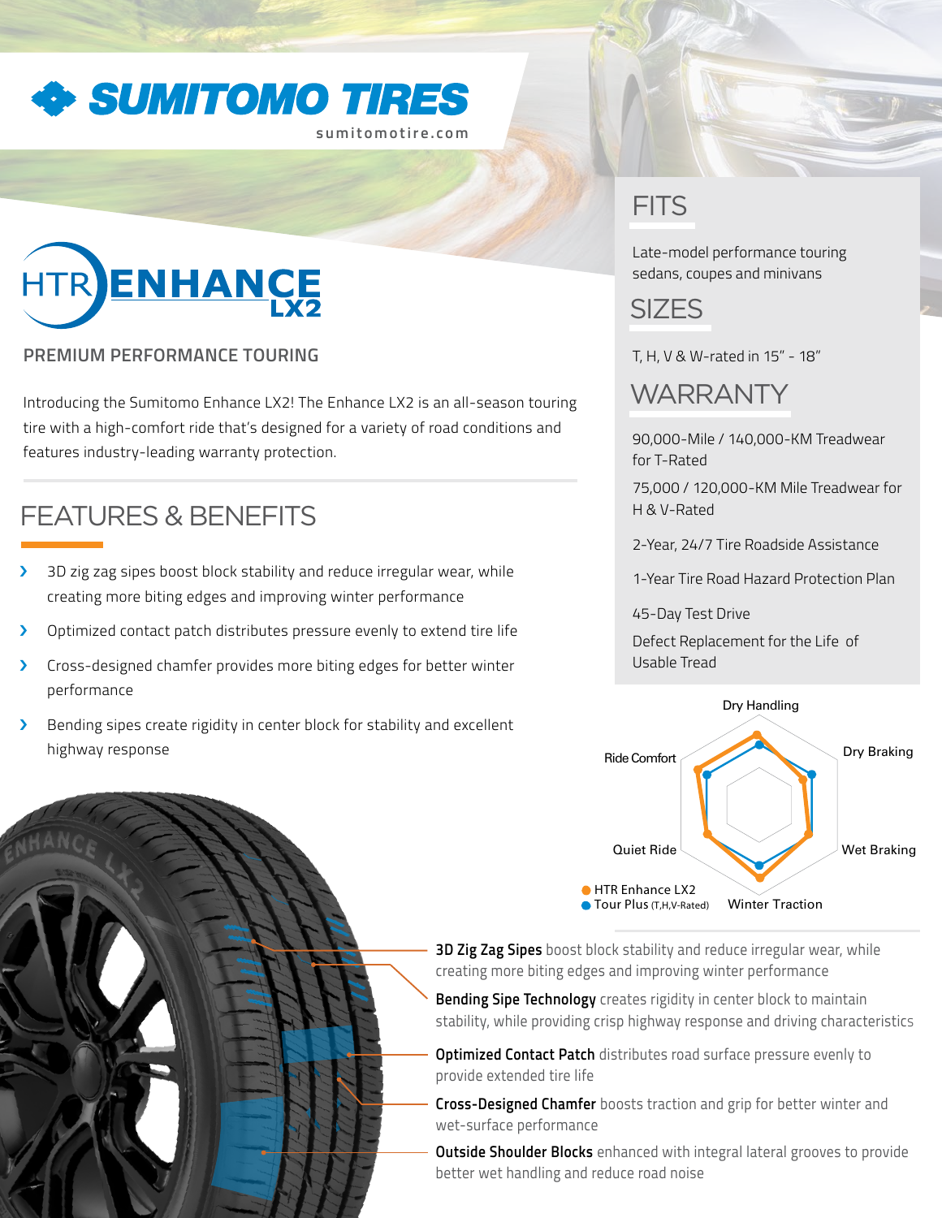# SUMITOMO TIRES

sumitomotire.com

## HTR ENHANCE LX2

**PREMIUM PERFORMANCE TOURING**

Introducing the Sumitomo Enhance LX2! The Enhance LX2 is an all-season touring tire with a high-comfort ride that's designed for a variety of road conditions and features industry-leading warranty protection.

## FEATURES & BENEFITS

- 3D zig zag sipes boost block stability and reduce irregular wear, while creating more biting edges and improving winter performance
- Optimized contact patch distributes pressure evenly to extend tire life
- Cross-designed chamfer provides more biting edges for better winter performance
- Bending sipes create rigidity in center block for stability and excellent highway response

## FITS

Late-model performance touring sedans, coupes and minivans

## SIZES

T, H, V & W-rated in 15" - 18"

## WARRANTY

90,000-Mile / 140,000-KM Treadwear for T-Rated

75,000 / 120,000-KM Mile Treadwear for H & V-Rated

2-Year, 24/7 Tire Roadside Assistance

1-Year Tire Road Hazard Protection Plan

45-Day Test Drive

Defect Replacement for the Life of Usable Tread

Dry Handling, Dry Braking, Wet Braking, Winter Traction, Quiet Ride, Ride Comfort

- HTR Enhance LX2
- Tour Plus (T,H,V-Rated)

**3D Zig Zag Sipes** boost block stability and reduce irregular wear, while creating more biting edges and improving winter performance

**Bending Sipe Technology** creates rigidity in center block to maintain stability, while providing crisp highway response and driving characteristics

**Optimized Contact Patch** distributes road surface pressure evenly to provide extended tire life

**Cross-Designed Chamfer** boosts traction and grip for better winter and wet-surface performance

**Outside Shoulder Blocks** enhanced with integral lateral grooves to provide better wet handling and reduce road noise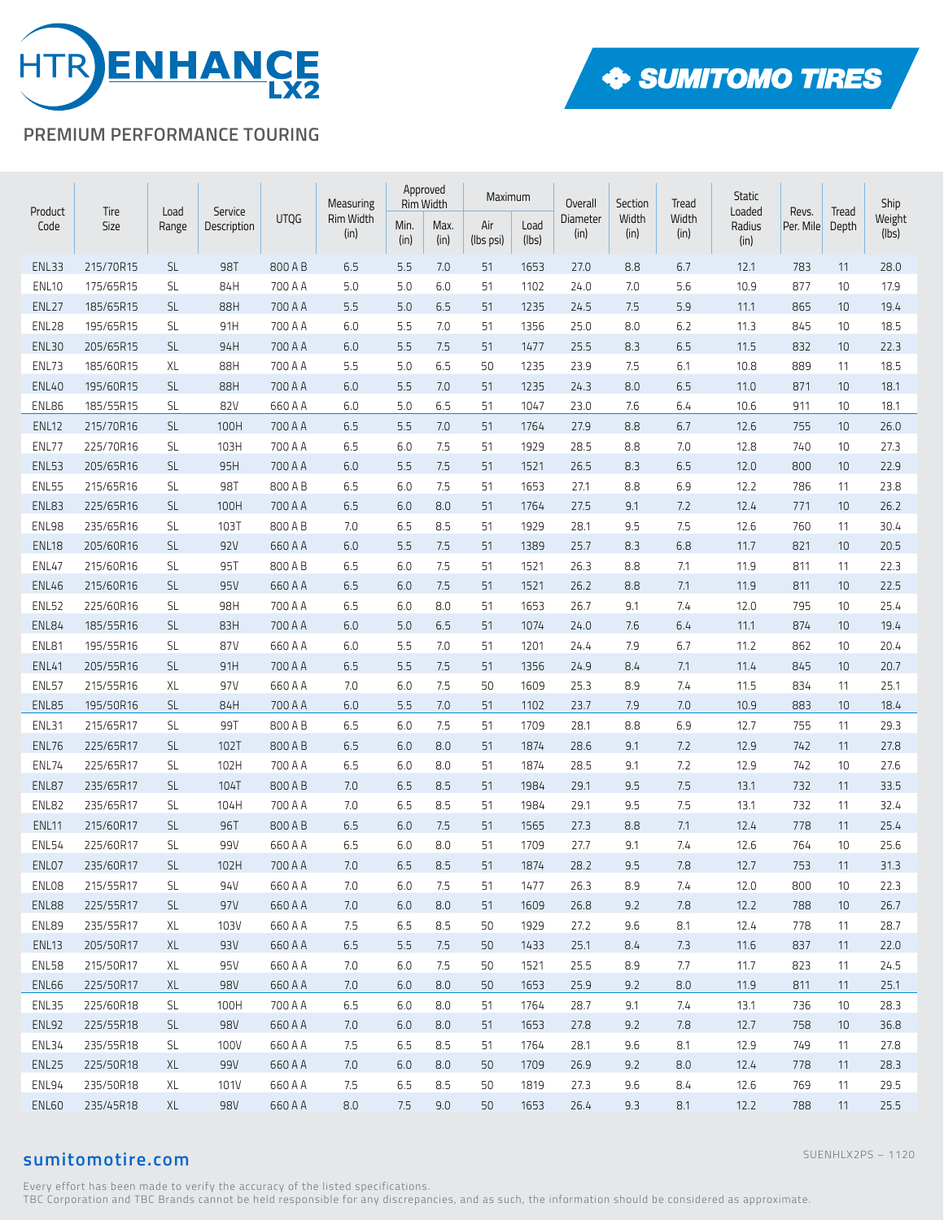# HTR ENHANCE LX2

SUMITOMO TIRES

## PREMIUM PERFORMANCE TOURING

| Product Code | Tire Size | Load Range | Service Description | UTQG | Measuring Rim Width (in) | Approved Rim Width Min. (in) | Approved Rim Width Max. (in) | Maximum Air (lbs psi) | Maximum Load (lbs) | Overall Diameter (in) | Section Width (in) | Tread Width (in) | Static Loaded Radius (in) | Revs. Per. Mile | Tread Depth | Ship Weight (lbs) |
|---|---|---|---|---|---|---|---|---|---|---|---|---|---|---|---|---|
| ENL33 | 215/70R15 | SL | 98T | 800 A B | 6.5 | 5.5 | 7.0 | 51 | 1653 | 27.0 | 8.8 | 6.7 | 12.1 | 783 | 11 | 28.0 |
| ENL10 | 175/65R15 | SL | 84H | 700 A A | 5.0 | 5.0 | 6.0 | 51 | 1102 | 24.0 | 7.0 | 5.6 | 10.9 | 877 | 10 | 17.9 |
| ENL27 | 185/65R15 | SL | 88H | 700 A A | 5.5 | 5.0 | 6.5 | 51 | 1235 | 24.5 | 7.5 | 5.9 | 11.1 | 865 | 10 | 19.4 |
| ENL28 | 195/65R15 | SL | 91H | 700 A A | 6.0 | 5.5 | 7.0 | 51 | 1356 | 25.0 | 8.0 | 6.2 | 11.3 | 845 | 10 | 18.5 |
| ENL30 | 205/65R15 | SL | 94H | 700 A A | 6.0 | 5.5 | 7.5 | 51 | 1477 | 25.5 | 8.3 | 6.5 | 11.5 | 832 | 10 | 22.3 |
| ENL73 | 185/60R15 | XL | 88H | 700 A A | 5.5 | 5.0 | 6.5 | 50 | 1235 | 23.9 | 7.5 | 6.1 | 10.8 | 889 | 11 | 18.5 |
| ENL40 | 195/60R15 | SL | 88H | 700 A A | 6.0 | 5.5 | 7.0 | 51 | 1235 | 24.3 | 8.0 | 6.5 | 11.0 | 871 | 10 | 18.1 |
| ENL86 | 185/55R15 | SL | 82V | 660 A A | 6.0 | 5.0 | 6.5 | 51 | 1047 | 23.0 | 7.6 | 6.4 | 10.6 | 911 | 10 | 18.1 |
| ENL12 | 215/70R16 | SL | 100H | 700 A A | 6.5 | 5.5 | 7.0 | 51 | 1764 | 27.9 | 8.8 | 6.7 | 12.6 | 755 | 10 | 26.0 |
| ENL77 | 225/70R16 | SL | 103H | 700 A A | 6.5 | 6.0 | 7.5 | 51 | 1929 | 28.5 | 8.8 | 7.0 | 12.8 | 740 | 10 | 27.3 |
| ENL53 | 205/65R16 | SL | 95H | 700 A A | 6.0 | 5.5 | 7.5 | 51 | 1521 | 26.5 | 8.3 | 6.5 | 12.0 | 800 | 10 | 22.9 |
| ENL55 | 215/65R16 | SL | 98T | 800 A B | 6.5 | 6.0 | 7.5 | 51 | 1653 | 27.1 | 8.8 | 6.9 | 12.2 | 786 | 11 | 23.8 |
| ENL83 | 225/65R16 | SL | 100H | 700 A A | 6.5 | 6.0 | 8.0 | 51 | 1764 | 27.5 | 9.1 | 7.2 | 12.4 | 771 | 10 | 26.2 |
| ENL98 | 235/65R16 | SL | 103T | 800 A B | 7.0 | 6.5 | 8.5 | 51 | 1929 | 28.1 | 9.5 | 7.5 | 12.6 | 760 | 11 | 30.4 |
| ENL18 | 205/60R16 | SL | 92V | 660 A A | 6.0 | 5.5 | 7.5 | 51 | 1389 | 25.7 | 8.3 | 6.8 | 11.7 | 821 | 10 | 20.5 |
| ENL47 | 215/60R16 | SL | 95T | 800 A B | 6.5 | 6.0 | 7.5 | 51 | 1521 | 26.3 | 8.8 | 7.1 | 11.9 | 811 | 11 | 22.3 |
| ENL46 | 215/60R16 | SL | 95V | 660 A A | 6.5 | 6.0 | 7.5 | 51 | 1521 | 26.2 | 8.8 | 7.1 | 11.9 | 811 | 10 | 22.5 |
| ENL52 | 225/60R16 | SL | 98H | 700 A A | 6.5 | 6.0 | 8.0 | 51 | 1653 | 26.7 | 9.1 | 7.4 | 12.0 | 795 | 10 | 25.4 |
| ENL84 | 185/55R16 | SL | 83H | 700 A A | 6.0 | 5.0 | 6.5 | 51 | 1074 | 24.0 | 7.6 | 6.4 | 11.1 | 874 | 10 | 19.4 |
| ENL81 | 195/55R16 | SL | 87V | 660 A A | 6.0 | 5.5 | 7.0 | 51 | 1201 | 24.4 | 7.9 | 6.7 | 11.2 | 862 | 10 | 20.4 |
| ENL41 | 205/55R16 | SL | 91H | 700 A A | 6.5 | 5.5 | 7.5 | 51 | 1356 | 24.9 | 8.4 | 7.1 | 11.4 | 845 | 10 | 20.7 |
| ENL57 | 215/55R16 | XL | 97V | 660 A A | 7.0 | 6.0 | 7.5 | 50 | 1609 | 25.3 | 8.9 | 7.4 | 11.5 | 834 | 11 | 25.1 |
| ENL85 | 195/50R16 | SL | 84H | 700 A A | 6.0 | 5.5 | 7.0 | 51 | 1102 | 23.7 | 7.9 | 7.0 | 10.9 | 883 | 10 | 18.4 |
| ENL31 | 215/65R17 | SL | 99T | 800 A B | 6.5 | 6.0 | 7.5 | 51 | 1709 | 28.1 | 8.8 | 6.9 | 12.7 | 755 | 11 | 29.3 |
| ENL76 | 225/65R17 | SL | 102T | 800 A B | 6.5 | 6.0 | 8.0 | 51 | 1874 | 28.6 | 9.1 | 7.2 | 12.9 | 742 | 11 | 27.8 |
| ENL74 | 225/65R17 | SL | 102H | 700 A A | 6.5 | 6.0 | 8.0 | 51 | 1874 | 28.5 | 9.1 | 7.2 | 12.9 | 742 | 10 | 27.6 |
| ENL87 | 235/65R17 | SL | 104T | 800 A B | 7.0 | 6.5 | 8.5 | 51 | 1984 | 29.1 | 9.5 | 7.5 | 13.1 | 732 | 11 | 33.5 |
| ENL82 | 235/65R17 | SL | 104H | 700 A A | 7.0 | 6.5 | 8.5 | 51 | 1984 | 29.1 | 9.5 | 7.5 | 13.1 | 732 | 11 | 32.4 |
| ENL11 | 215/60R17 | SL | 96T | 800 A B | 6.5 | 6.0 | 7.5 | 51 | 1565 | 27.3 | 8.8 | 7.1 | 12.4 | 778 | 11 | 25.4 |
| ENL54 | 225/60R17 | SL | 99V | 660 A A | 6.5 | 6.0 | 8.0 | 51 | 1709 | 27.7 | 9.1 | 7.4 | 12.6 | 764 | 10 | 25.6 |
| ENL07 | 235/60R17 | SL | 102H | 700 A A | 7.0 | 6.5 | 8.5 | 51 | 1874 | 28.2 | 9.5 | 7.8 | 12.7 | 753 | 11 | 31.3 |
| ENL08 | 215/55R17 | SL | 94V | 660 A A | 7.0 | 6.0 | 7.5 | 51 | 1477 | 26.3 | 8.9 | 7.4 | 12.0 | 800 | 10 | 22.3 |
| ENL88 | 225/55R17 | SL | 97V | 660 A A | 7.0 | 6.0 | 8.0 | 51 | 1609 | 26.8 | 9.2 | 7.8 | 12.2 | 788 | 10 | 26.7 |
| ENL89 | 235/55R17 | XL | 103V | 660 A A | 7.5 | 6.5 | 8.5 | 50 | 1929 | 27.2 | 9.6 | 8.1 | 12.4 | 778 | 11 | 28.7 |
| ENL13 | 205/50R17 | XL | 93V | 660 A A | 6.5 | 5.5 | 7.5 | 50 | 1433 | 25.1 | 8.4 | 7.3 | 11.6 | 837 | 11 | 22.0 |
| ENL58 | 215/50R17 | XL | 95V | 660 A A | 7.0 | 6.0 | 7.5 | 50 | 1521 | 25.5 | 8.9 | 7.7 | 11.7 | 823 | 11 | 24.5 |
| ENL66 | 225/50R17 | XL | 98V | 660 A A | 7.0 | 6.0 | 8.0 | 50 | 1653 | 25.9 | 9.2 | 8.0 | 11.9 | 811 | 11 | 25.1 |
| ENL35 | 225/60R18 | SL | 100H | 700 A A | 6.5 | 6.0 | 8.0 | 51 | 1764 | 28.7 | 9.1 | 7.4 | 13.1 | 736 | 10 | 28.3 |
| ENL92 | 225/55R18 | SL | 98V | 660 A A | 7.0 | 6.0 | 8.0 | 51 | 1653 | 27.8 | 9.2 | 7.8 | 12.7 | 758 | 10 | 36.8 |
| ENL34 | 235/55R18 | SL | 100V | 660 A A | 7.5 | 6.5 | 8.5 | 51 | 1764 | 28.1 | 9.6 | 8.1 | 12.9 | 749 | 11 | 27.8 |
| ENL25 | 225/50R18 | XL | 99V | 660 A A | 7.0 | 6.0 | 8.0 | 50 | 1709 | 26.9 | 9.2 | 8.0 | 12.4 | 778 | 11 | 28.3 |
| ENL94 | 235/50R18 | XL | 101V | 660 A A | 7.5 | 6.5 | 8.5 | 50 | 1819 | 27.3 | 9.6 | 8.4 | 12.6 | 769 | 11 | 29.5 |
| ENL60 | 235/45R18 | XL | 98V | 660 A A | 8.0 | 7.5 | 9.0 | 50 | 1653 | 26.4 | 9.3 | 8.1 | 12.2 | 788 | 11 | 25.5 |

**sumitomotire.com**

SUENHLX2PS – 1120

Every effort has been made to verify the accuracy of the listed specifications.
TBC Corporation and TBC Brands cannot be held responsible for any discrepancies, and as such, the information should be considered as approximate.